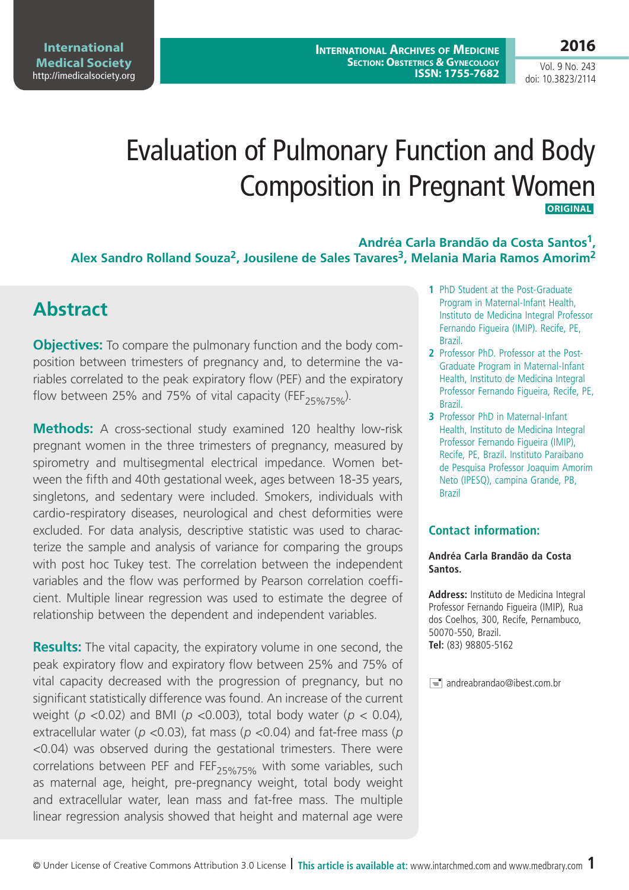# Evaluation of Pulmonary Function and Body Composition in Pregnant Women

**ORIGINAL**

**Andréa Carla Brandão da Costa Santos[1], Alex Sandro Rolland Souza[2], Jousilene de Sales Tavares[3], Melania Maria Ramos Amorim[2]**

1 PhD Student at the Post-Graduate Program in Maternal-Infant Health, Instituto de Medicina Integral Professor Fernando Figueira (IMIP). Recife, PE, Brazil.

2 Professor PhD. Professor at the Post-Graduate Program in Maternal-Infant Health, Instituto de Medicina Integral Professor Fernando Figueira, Recife, PE, Brazil.

3 Professor PhD in Maternal-Infant Health, Instituto de Medicina Integral Professor Fernando Figueira (IMIP), Recife, PE, Brazil. Instituto Paraibano de Pesquisa Professor Joaquim Amorim Neto (IPESQ), campina Grande, PB, Brazil

### Contact information:

**Andréa Carla Brandão da Costa Santos.**

**Address:** Instituto de Medicina Integral Professor Fernando Figueira (IMIP), Rua dos Coelhos, 300, Recife, Pernambuco, 50070-550, Brazil.
**Tel:** (83) 98805-5162

andreabrandao@ibest.com.br

## Abstract

**Objectives:** To compare the pulmonary function and the body composition between trimesters of pregnancy and, to determine the variables correlated to the peak expiratory flow (PEF) and the expiratory flow between 25% and 75% of vital capacity ($FEF_{25\%75\%}$).

**Methods:** A cross-sectional study examined 120 healthy low-risk pregnant women in the three trimesters of pregnancy, measured by spirometry and multisegmental electrical impedance. Women between the fifth and 40th gestational week, ages between 18-35 years, singletons, and sedentary were included. Smokers, individuals with cardio-respiratory diseases, neurological and chest deformities were excluded. For data analysis, descriptive statistic was used to characterize the sample and analysis of variance for comparing the groups with post hoc Tukey test. The correlation between the independent variables and the flow was performed by Pearson correlation coefficient. Multiple linear regression was used to estimate the degree of relationship between the dependent and independent variables.

**Results:** The vital capacity, the expiratory volume in one second, the peak expiratory flow and expiratory flow between 25% and 75% of vital capacity decreased with the progression of pregnancy, but no significant statistically difference was found. An increase of the current weight ($p < 0.02$) and BMI ($p < 0.003$), total body water ($p < 0.04$), extracellular water ($p < 0.03$), fat mass ($p < 0.04$) and fat-free mass ($p < 0.04$) was observed during the gestational trimesters. There were correlations between PEF and $FEF_{25\%75\%}$ with some variables, such as maternal age, height, pre-pregnancy weight, total body weight and extracellular water, lean mass and fat-free mass. The multiple linear regression analysis showed that height and maternal age were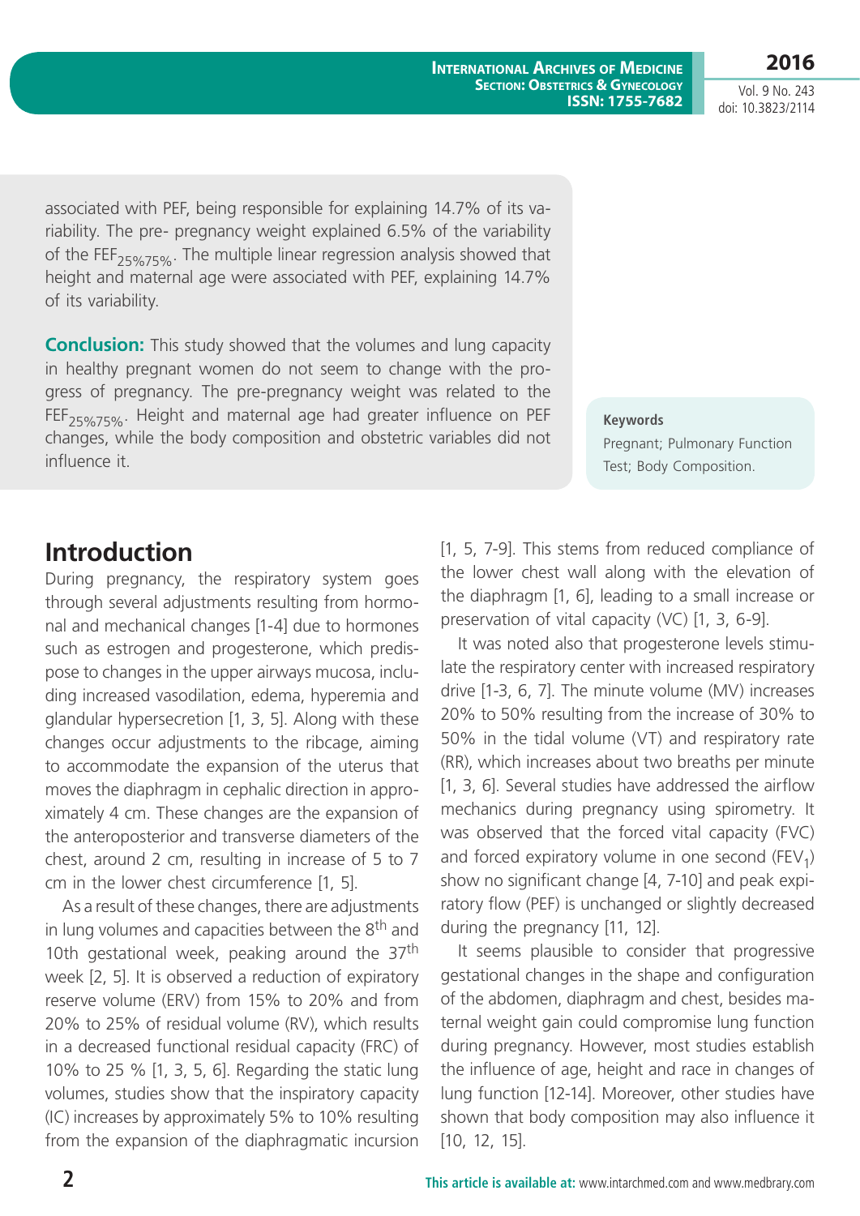associated with PEF, being responsible for explaining 14.7% of its variability. The pre- pregnancy weight explained 6.5% of the variability of the $FEF_{25\%75\%}$. The multiple linear regression analysis showed that height and maternal age were associated with PEF, explaining 14.7% of its variability.

**Conclusion:** This study showed that the volumes and lung capacity in healthy pregnant women do not seem to change with the progress of pregnancy. The pre-pregnancy weight was related to the $FEF_{25\%75\%}$. Height and maternal age had greater influence on PEF changes, while the body composition and obstetric variables did not influence it.

**Keywords**

Pregnant; Pulmonary Function Test; Body Composition.

## Introduction

During pregnancy, the respiratory system goes through several adjustments resulting from hormonal and mechanical changes [1-4] due to hormones such as estrogen and progesterone, which predispose to changes in the upper airways mucosa, including increased vasodilation, edema, hyperemia and glandular hypersecretion [1, 3, 5]. Along with these changes occur adjustments to the ribcage, aiming to accommodate the expansion of the uterus that moves the diaphragm in cephalic direction in approximately 4 cm. These changes are the expansion of the anteroposterior and transverse diameters of the chest, around 2 cm, resulting in increase of 5 to 7 cm in the lower chest circumference [1, 5].

As a result of these changes, there are adjustments in lung volumes and capacities between the 8th and 10th gestational week, peaking around the 37th week [2, 5]. It is observed a reduction of expiratory reserve volume (ERV) from 15% to 20% and from 20% to 25% of residual volume (RV), which results in a decreased functional residual capacity (FRC) of 10% to 25 % [1, 3, 5, 6]. Regarding the static lung volumes, studies show that the inspiratory capacity (IC) increases by approximately 5% to 10% resulting from the expansion of the diaphragmatic incursion [1, 5, 7-9]. This stems from reduced compliance of the lower chest wall along with the elevation of the diaphragm [1, 6], leading to a small increase or preservation of vital capacity (VC) [1, 3, 6-9].

It was noted also that progesterone levels stimulate the respiratory center with increased respiratory drive [1-3, 6, 7]. The minute volume (MV) increases 20% to 50% resulting from the increase of 30% to 50% in the tidal volume (VT) and respiratory rate (RR), which increases about two breaths per minute [1, 3, 6]. Several studies have addressed the airflow mechanics during pregnancy using spirometry. It was observed that the forced vital capacity (FVC) and forced expiratory volume in one second ($FEV_1$) show no significant change [4, 7-10] and peak expiratory flow (PEF) is unchanged or slightly decreased during the pregnancy [11, 12].

It seems plausible to consider that progressive gestational changes in the shape and configuration of the abdomen, diaphragm and chest, besides maternal weight gain could compromise lung function during pregnancy. However, most studies establish the influence of age, height and race in changes of lung function [12-14]. Moreover, other studies have shown that body composition may also influence it [10, 12, 15].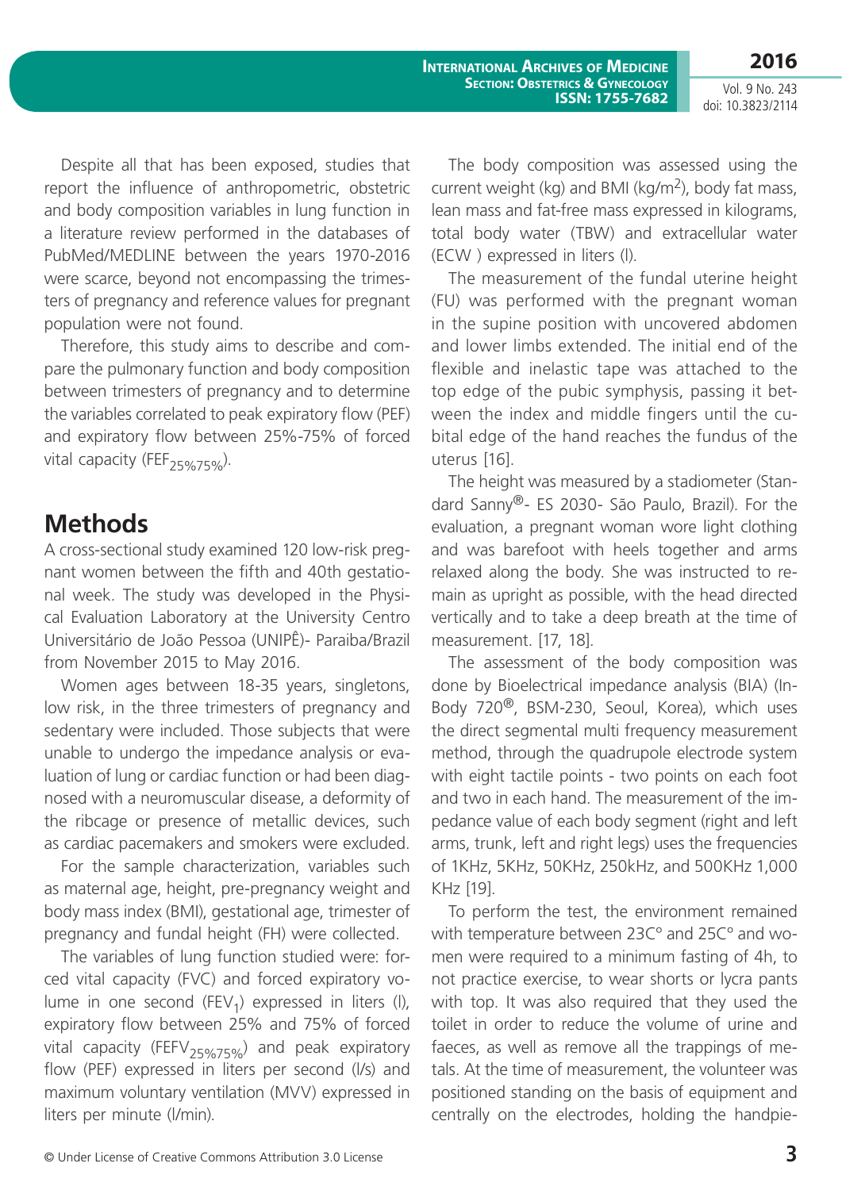Despite all that has been exposed, studies that report the influence of anthropometric, obstetric and body composition variables in lung function in a literature review performed in the databases of PubMed/MEDLINE between the years 1970-2016 were scarce, beyond not encompassing the trimesters of pregnancy and reference values for pregnant population were not found.

Therefore, this study aims to describe and compare the pulmonary function and body composition between trimesters of pregnancy and to determine the variables correlated to peak expiratory flow (PEF) and expiratory flow between 25%-75% of forced vital capacity ($FEF_{25\%75\%}$).

## Methods

A cross-sectional study examined 120 low-risk pregnant women between the fifth and 40th gestational week. The study was developed in the Physical Evaluation Laboratory at the University Centro Universitário de João Pessoa (UNIPÊ)- Paraiba/Brazil from November 2015 to May 2016.

Women ages between 18-35 years, singletons, low risk, in the three trimesters of pregnancy and sedentary were included. Those subjects that were unable to undergo the impedance analysis or evaluation of lung or cardiac function or had been diagnosed with a neuromuscular disease, a deformity of the ribcage or presence of metallic devices, such as cardiac pacemakers and smokers were excluded.

For the sample characterization, variables such as maternal age, height, pre-pregnancy weight and body mass index (BMI), gestational age, trimester of pregnancy and fundal height (FH) were collected.

The variables of lung function studied were: forced vital capacity (FVC) and forced expiratory volume in one second ($FEV_1$) expressed in liters (l), expiratory flow between 25% and 75% of forced vital capacity ($FEFV_{25\%75\%}$) and peak expiratory flow (PEF) expressed in liters per second (l/s) and maximum voluntary ventilation (MVV) expressed in liters per minute (l/min).

The body composition was assessed using the current weight (kg) and BMI (kg/m$^2$), body fat mass, lean mass and fat-free mass expressed in kilograms, total body water (TBW) and extracellular water (ECW ) expressed in liters (l).

The measurement of the fundal uterine height (FU) was performed with the pregnant woman in the supine position with uncovered abdomen and lower limbs extended. The initial end of the flexible and inelastic tape was attached to the top edge of the pubic symphysis, passing it between the index and middle fingers until the cubital edge of the hand reaches the fundus of the uterus [16].

The height was measured by a stadiometer (Standard Sanny®- ES 2030- São Paulo, Brazil). For the evaluation, a pregnant woman wore light clothing and was barefoot with heels together and arms relaxed along the body. She was instructed to remain as upright as possible, with the head directed vertically and to take a deep breath at the time of measurement. [17, 18].

The assessment of the body composition was done by Bioelectrical impedance analysis (BIA) (InBody 720®, BSM-230, Seoul, Korea), which uses the direct segmental multi frequency measurement method, through the quadrupole electrode system with eight tactile points - two points on each foot and two in each hand. The measurement of the impedance value of each body segment (right and left arms, trunk, left and right legs) uses the frequencies of 1KHz, 5KHz, 50KHz, 250kHz, and 500KHz 1,000 KHz [19].

To perform the test, the environment remained with temperature between 23C° and 25C° and women were required to a minimum fasting of 4h, to not practice exercise, to wear shorts or lycra pants with top. It was also required that they used the toilet in order to reduce the volume of urine and faeces, as well as remove all the trappings of metals. At the time of measurement, the volunteer was positioned standing on the basis of equipment and centrally on the electrodes, holding the handpie-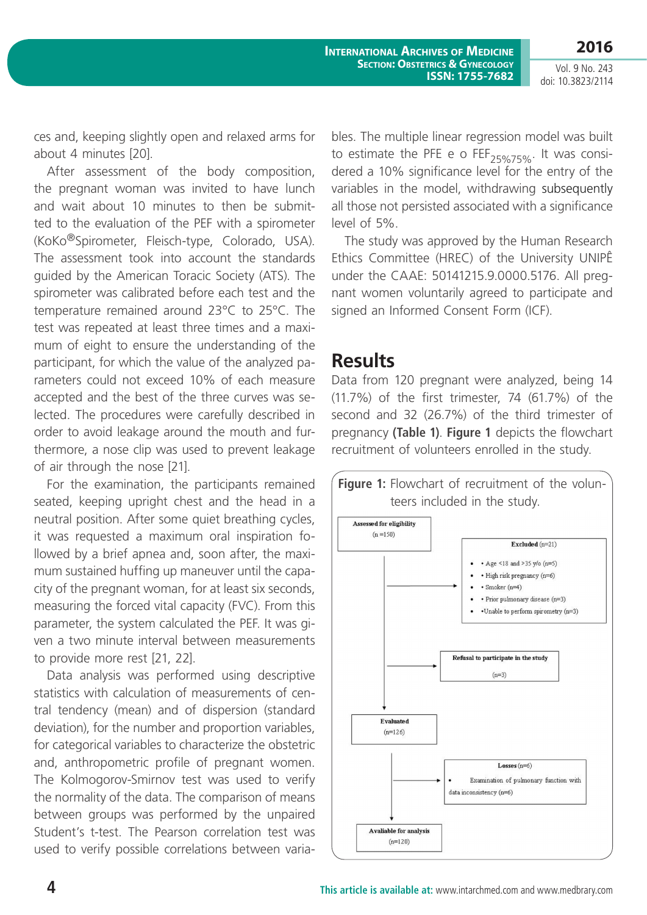ces and, keeping slightly open and relaxed arms for about 4 minutes [20].

After assessment of the body composition, the pregnant woman was invited to have lunch and wait about 10 minutes to then be submitted to the evaluation of the PEF with a spirometer (KoKo®Spirometer, Fleisch-type, Colorado, USA). The assessment took into account the standards guided by the American Toracic Society (ATS). The spirometer was calibrated before each test and the temperature remained around 23°C to 25°C. The test was repeated at least three times and a maximum of eight to ensure the understanding of the participant, for which the value of the analyzed parameters could not exceed 10% of each measure accepted and the best of the three curves was selected. The procedures were carefully described in order to avoid leakage around the mouth and furthermore, a nose clip was used to prevent leakage of air through the nose [21].

For the examination, the participants remained seated, keeping upright chest and the head in a neutral position. After some quiet breathing cycles, it was requested a maximum oral inspiration followed by a brief apnea and, soon after, the maximum sustained huffing up maneuver until the capacity of the pregnant woman, for at least six seconds, measuring the forced vital capacity (FVC). From this parameter, the system calculated the PEF. It was given a two minute interval between measurements to provide more rest [21, 22].

Data analysis was performed using descriptive statistics with calculation of measurements of central tendency (mean) and of dispersion (standard deviation), for the number and proportion variables, for categorical variables to characterize the obstetric and, anthropometric profile of pregnant women. The Kolmogorov-Smirnov test was used to verify the normality of the data. The comparison of means between groups was performed by the unpaired Student's t-test. The Pearson correlation test was used to verify possible correlations between variables. The multiple linear regression model was built to estimate the PFE e o $FEF_{25\%75\%}$. It was considered a 10% significance level for the entry of the variables in the model, withdrawing subsequently all those not persisted associated with a significance level of 5%.

The study was approved by the Human Research Ethics Committee (HREC) of the University UNIPÊ under the CAAE: 50141215.9.0000.5176. All pregnant women voluntarily agreed to participate and signed an Informed Consent Form (ICF).

## Results

Data from 120 pregnant were analyzed, being 14 (11.7%) of the first trimester, 74 (61.7%) of the second and 32 (26.7%) of the third trimester of pregnancy **(Table 1)**. **Figure 1** depicts the flowchart recruitment of volunteers enrolled in the study.

**Figure 1:** Flowchart of recruitment of the volunteers included in the study.

Assessed for eligibility (n =150)

Excluded (n=21)
- Age <18 and >35 y/o (n=5)
- High risk pregnancy (n=6)
- Smoker (n=4)
- Prior pulmonary disease (n=3)
- Unable to perform spirometry (n=3)

Refusal to participate in the study (n=3)

Evaluated (n=126)

Losses (n=6)
- Examination of pulmonary function with data inconsistency (n=6)

Avaliable for analysis (n=120)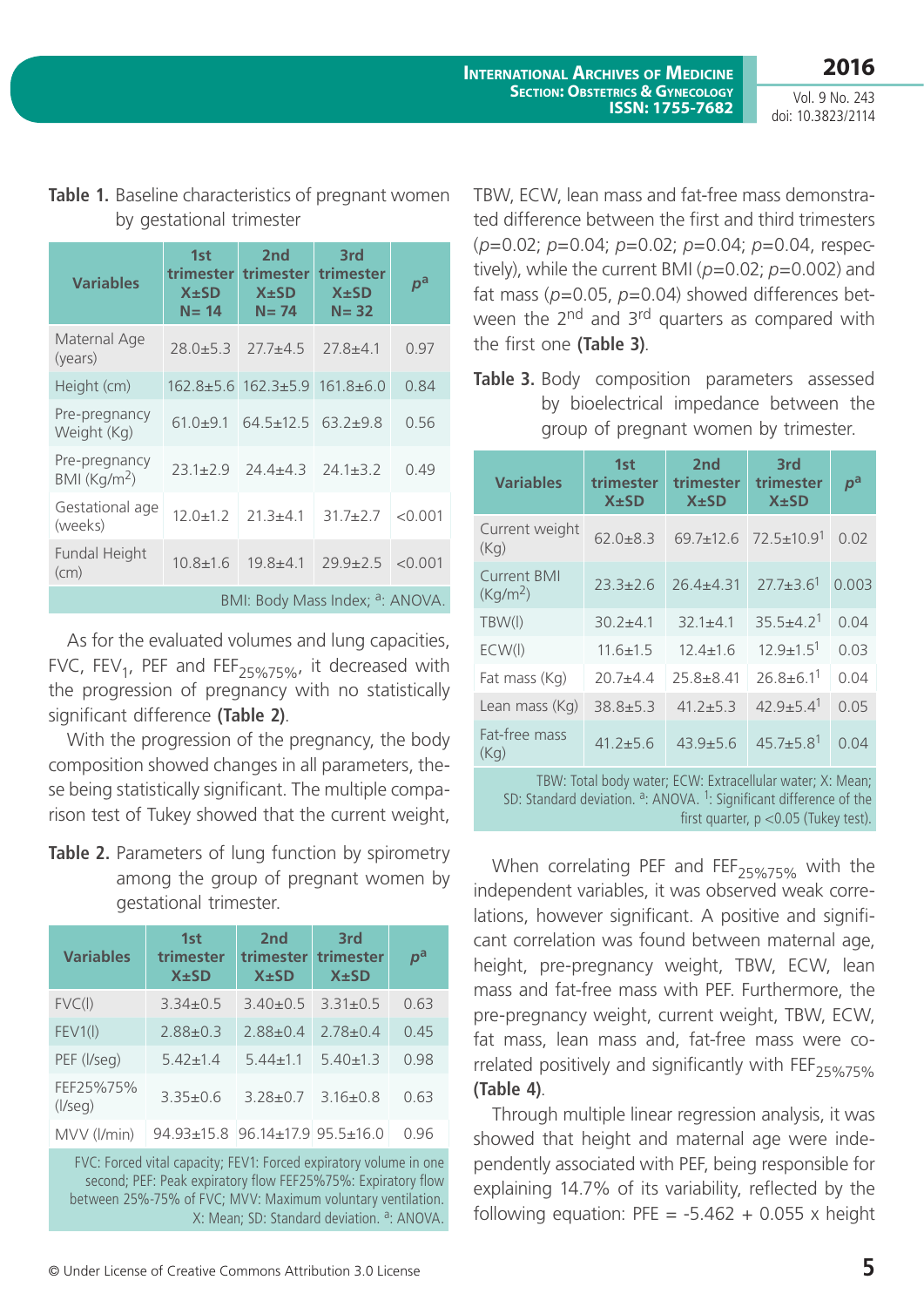**Table 1.** Baseline characteristics of pregnant women by gestational trimester

| Variables | 1st trimester X±SD N= 14 | 2nd trimester X±SD N= 74 | 3rd trimester X±SD N= 32 | $p^a$ |
|---|---|---|---|---|
| Maternal Age (years) | 28.0±5.3 | 27.7±4.5 | 27.8±4.1 | 0.97 |
| Height (cm) | 162.8±5.6 | 162.3±5.9 | 161.8±6.0 | 0.84 |
| Pre-pregnancy Weight (Kg) | 61.0±9.1 | 64.5±12.5 | 63.2±9.8 | 0.56 |
| Pre-pregnancy BMI (Kg/m$^2$) | 23.1±2.9 | 24.4±4.3 | 24.1±3.2 | 0.49 |
| Gestational age (weeks) | 12.0±1.2 | 21.3±4.1 | 31.7±2.7 | <0.001 |
| Fundal Height (cm) | 10.8±1.6 | 19.8±4.1 | 29.9±2.5 | <0.001 |

BMI: Body Mass Index; [a]: ANOVA.

As for the evaluated volumes and lung capacities, FVC, $FEV_1$, PEF and $FEF_{25\%75\%}$, it decreased with the progression of pregnancy with no statistically significant difference **(Table 2)**.

With the progression of the pregnancy, the body composition showed changes in all parameters, these being statistically significant. The multiple comparison test of Tukey showed that the current weight, TBW, ECW, lean mass and fat-free mass demonstrated difference between the first and third trimesters ($p$=0.02; $p$=0.04; $p$=0.02; $p$=0.04; $p$=0.04, respectively), while the current BMI ($p$=0.02; $p$=0.002) and fat mass ($p$=0.05, $p$=0.04) showed differences between the 2[nd] and 3[rd] quarters as compared with the first one **(Table 3)**.

**Table 2.** Parameters of lung function by spirometry among the group of pregnant women by gestational trimester.

| Variables | 1st trimester X±SD | 2nd trimester X±SD | 3rd trimester X±SD | $p^a$ |
|---|---|---|---|---|
| FVC(l) | 3.34±0.5 | 3.40±0.5 | 3.31±0.5 | 0.63 |
| FEV1(l) | 2.88±0.3 | 2.88±0.4 | 2.78±0.4 | 0.45 |
| PEF (l/seg) | 5.42±1.4 | 5.44±1.1 | 5.40±1.3 | 0.98 |
| FEF25%75% (l/seg) | 3.35±0.6 | 3.28±0.7 | 3.16±0.8 | 0.63 |
| MVV (l/min) | 94.93±15.8 | 96.14±17.9 | 95.5±16.0 | 0.96 |

FVC: Forced vital capacity; FEV1: Forced expiratory volume in one second; PEF: Peak expiratory flow FEF25%75%: Expiratory flow between 25%-75% of FVC; MVV: Maximum voluntary ventilation. X: Mean; SD: Standard deviation. [a]: ANOVA.

**Table 3.** Body composition parameters assessed by bioelectrical impedance between the group of pregnant women by trimester.

| Variables | 1st trimester X±SD | 2nd trimester X±SD | 3rd trimester X±SD | $p^a$ |
|---|---|---|---|---|
| Current weight (Kg) | 62.0±8.3 | 69.7±12.6 | 72.5±10.9[1] | 0.02 |
| Current BMI (Kg/m$^2$) | 23.3±2.6 | 26.4±4.31 | 27.7±3.6[1] | 0.003 |
| TBW(l) | 30.2±4.1 | 32.1±4.1 | 35.5±4.2[1] | 0.04 |
| ECW(l) | 11.6±1.5 | 12.4±1.6 | 12.9±1.5[1] | 0.03 |
| Fat mass (Kg) | 20.7±4.4 | 25.8±8.41 | 26.8±6.1[1] | 0.04 |
| Lean mass (Kg) | 38.8±5.3 | 41.2±5.3 | 42.9±5.4[1] | 0.05 |
| Fat-free mass (Kg) | 41.2±5.6 | 43.9±5.6 | 45.7±5.8[1] | 0.04 |

TBW: Total body water; ECW: Extracellular water; X: Mean; SD: Standard deviation. [a]: ANOVA. [1]: Significant difference of the first quarter, p <0.05 (Tukey test).

When correlating PEF and $FEF_{25\%75\%}$ with the independent variables, it was observed weak correlations, however significant. A positive and significant correlation was found between maternal age, height, pre-pregnancy weight, TBW, ECW, lean mass and fat-free mass with PEF. Furthermore, the pre-pregnancy weight, current weight, TBW, ECW, fat mass, lean mass and, fat-free mass were correlated positively and significantly with $FEF_{25\%75\%}$ **(Table 4)**.

Through multiple linear regression analysis, it was showed that height and maternal age were independently associated with PEF, being responsible for explaining 14.7% of its variability, reflected by the following equation: PFE = -5.462 + 0.055 x height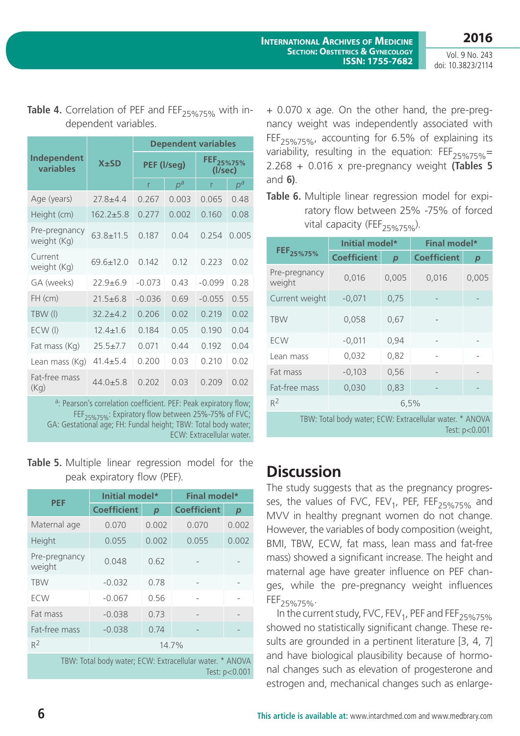**Table 4.** Correlation of PEF and $FEF_{25\%75\%}$ with independent variables.

| Independent variables | X±SD | Dependent variables | | | |
|---|---|---|---|---|---|
| | | PEF (l/seg) | | $FEF_{25\%75\%}$ (l/sec) | |
| | | r | $p^a$ | r | $p^a$ |
| Age (years) | 27.8±4.4 | 0.267 | 0.003 | 0.065 | 0.48 |
| Height (cm) | 162.2±5.8 | 0.277 | 0.002 | 0.160 | 0.08 |
| Pre-pregnancy weight (Kg) | 63.8±11.5 | 0.187 | 0.04 | 0.254 | 0.005 |
| Current weight (Kg) | 69.6±12.0 | 0.142 | 0.12 | 0.223 | 0.02 |
| GA (weeks) | 22.9±6.9 | -0.073 | 0.43 | -0.099 | 0.28 |
| FH (cm) | 21.5±6.8 | -0.036 | 0.69 | -0.055 | 0.55 |
| TBW (l) | 32.2±4.2 | 0.206 | 0.02 | 0.219 | 0.02 |
| ECW (l) | 12.4±1.6 | 0.184 | 0.05 | 0.190 | 0.04 |
| Fat mass (Kg) | 25.5±7.7 | 0.071 | 0.44 | 0.192 | 0.04 |
| Lean mass (Kg) | 41.4±5.4 | 0.200 | 0.03 | 0.210 | 0.02 |
| Fat-free mass (Kg) | 44.0±5.8 | 0.202 | 0.03 | 0.209 | 0.02 |

[a]: Pearson's correlation coefficient. PEF: Peak expiratory flow; $FEF_{25\%75\%}$: Expiratory flow between 25%-75% of FVC; GA: Gestational age; FH: Fundal height; TBW: Total body water; ECW: Extracellular water.

**Table 5.** Multiple linear regression model for the peak expiratory flow (PEF).

| PEF | Initial model* | | Final model* | |
|---|---|---|---|---|
| | Coefficient | p | Coefficient | p |
| Maternal age | 0.070 | 0.002 | 0.070 | 0.002 |
| Height | 0.055 | 0.002 | 0.055 | 0.002 |
| Pre-pregnancy weight | 0.048 | 0.62 | - | - |
| TBW | -0.032 | 0.78 | - | - |
| ECW | -0.067 | 0.56 | - | - |
| Fat mass | -0.038 | 0.73 | - | - |
| Fat-free mass | -0.038 | 0.74 | - | - |
| $R^2$ | 14.7% | | | |

TBW: Total body water; ECW: Extracellular water. * ANOVA Test: $p<0.001$

+ 0.070 x age. On the other hand, the pre-pregnancy weight was independently associated with $FEF_{25\%75\%}$, accounting for 6.5% of explaining its variability, resulting in the equation: $FEF_{25\%75\%}$= 2.268 + 0.016 x pre-pregnancy weight **(Tables 5** and **6)**.

**Table 6.** Multiple linear regression model for expiratory flow between 25% -75% of forced vital capacity ($FEF_{25\%75\%}$).

| $FEF_{25\%75\%}$ | Initial model* | | Final model* | |
|---|---|---|---|---|
| | Coefficient | p | Coefficient | p |
| Pre-pregnancy weight | 0,016 | 0,005 | 0,016 | 0,005 |
| Current weight | -0,071 | 0,75 | - | - |
| TBW | 0,058 | 0,67 | - | |
| ECW | -0,011 | 0,94 | - | - |
| Lean mass | 0,032 | 0,82 | - | - |
| Fat mass | -0,103 | 0,56 | - | - |
| Fat-free mass | 0,030 | 0,83 | - | - |
| $R^2$ | 6,5% | | | |

TBW: Total body water; ECW: Extracellular water. * ANOVA Test: $p<0.001$

# Discussion

The study suggests that as the pregnancy progresses, the values of FVC, $FEV_1$, PEF, $FEF_{25\%75\%}$ and MVV in healthy pregnant women do not change. However, the variables of body composition (weight, BMI, TBW, ECW, fat mass, lean mass and fat-free mass) showed a significant increase. The height and maternal age have greater influence on PEF changes, while the pre-pregnancy weight influences $FEF_{25\%75\%}$.

In the current study, FVC, $FEV_1$, PEF and $FEF_{25\%75\%}$ showed no statistically significant change. These results are grounded in a pertinent literature [3, 4, 7] and have biological plausibility because of hormonal changes such as elevation of progesterone and estrogen and, mechanical changes such as enlarge-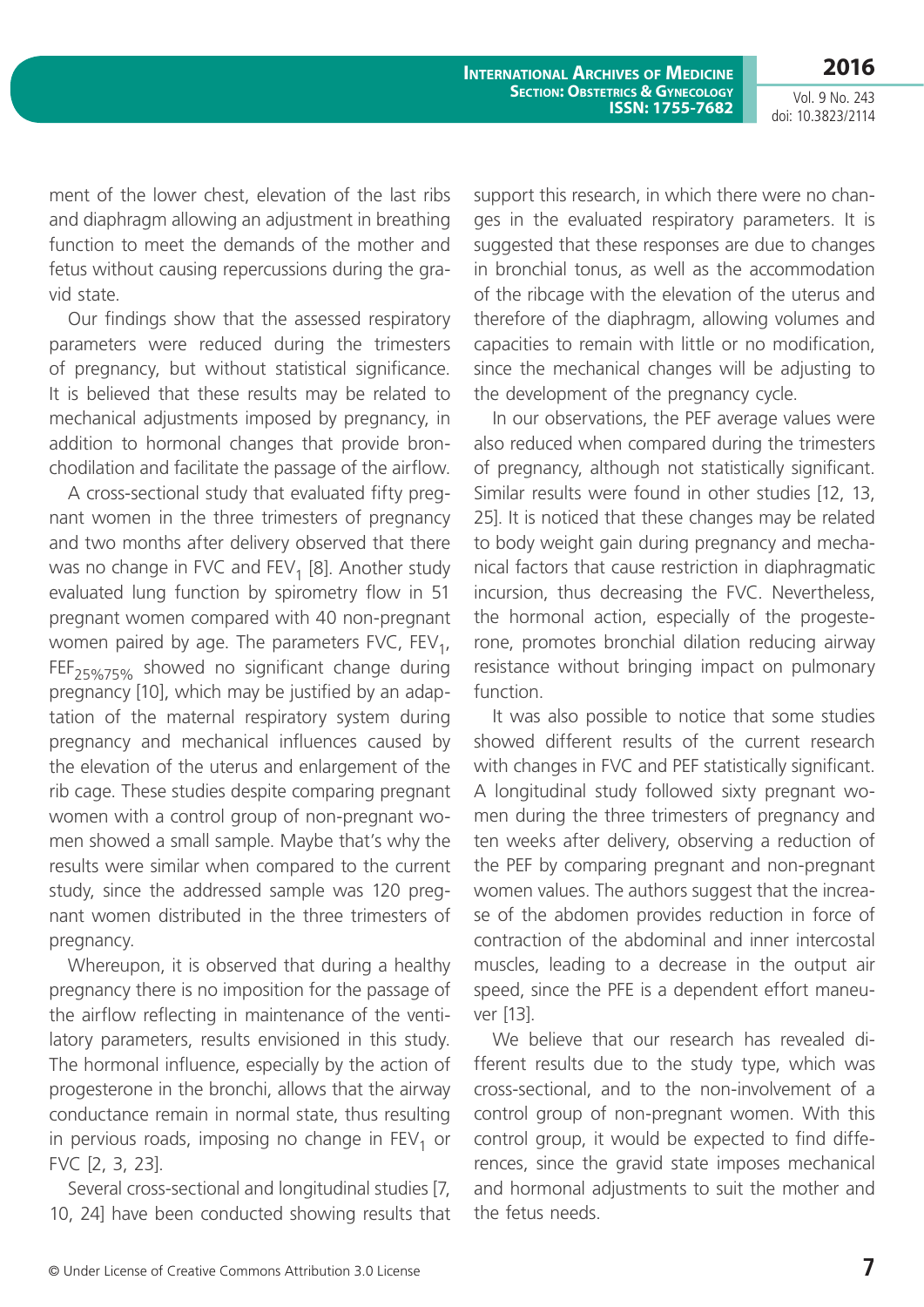ment of the lower chest, elevation of the last ribs and diaphragm allowing an adjustment in breathing function to meet the demands of the mother and fetus without causing repercussions during the gravid state.

Our findings show that the assessed respiratory parameters were reduced during the trimesters of pregnancy, but without statistical significance. It is believed that these results may be related to mechanical adjustments imposed by pregnancy, in addition to hormonal changes that provide bronchodilation and facilitate the passage of the airflow.

A cross-sectional study that evaluated fifty pregnant women in the three trimesters of pregnancy and two months after delivery observed that there was no change in FVC and $FEV_1$ [8]. Another study evaluated lung function by spirometry flow in 51 pregnant women compared with 40 non-pregnant women paired by age. The parameters FVC, $FEV_1$, $FEF_{25\%75\%}$ showed no significant change during pregnancy [10], which may be justified by an adaptation of the maternal respiratory system during pregnancy and mechanical influences caused by the elevation of the uterus and enlargement of the rib cage. These studies despite comparing pregnant women with a control group of non-pregnant women showed a small sample. Maybe that's why the results were similar when compared to the current study, since the addressed sample was 120 pregnant women distributed in the three trimesters of pregnancy.

Whereupon, it is observed that during a healthy pregnancy there is no imposition for the passage of the airflow reflecting in maintenance of the ventilatory parameters, results envisioned in this study. The hormonal influence, especially by the action of progesterone in the bronchi, allows that the airway conductance remain in normal state, thus resulting in pervious roads, imposing no change in $FEV_1$ or FVC [2, 3, 23].

Several cross-sectional and longitudinal studies [7, 10, 24] have been conducted showing results that support this research, in which there were no changes in the evaluated respiratory parameters. It is suggested that these responses are due to changes in bronchial tonus, as well as the accommodation of the ribcage with the elevation of the uterus and therefore of the diaphragm, allowing volumes and capacities to remain with little or no modification, since the mechanical changes will be adjusting to the development of the pregnancy cycle.

In our observations, the PEF average values were also reduced when compared during the trimesters of pregnancy, although not statistically significant. Similar results were found in other studies [12, 13, 25]. It is noticed that these changes may be related to body weight gain during pregnancy and mechanical factors that cause restriction in diaphragmatic incursion, thus decreasing the FVC. Nevertheless, the hormonal action, especially of the progesterone, promotes bronchial dilation reducing airway resistance without bringing impact on pulmonary function.

It was also possible to notice that some studies showed different results of the current research with changes in FVC and PEF statistically significant. A longitudinal study followed sixty pregnant women during the three trimesters of pregnancy and ten weeks after delivery, observing a reduction of the PEF by comparing pregnant and non-pregnant women values. The authors suggest that the increase of the abdomen provides reduction in force of contraction of the abdominal and inner intercostal muscles, leading to a decrease in the output air speed, since the PFE is a dependent effort maneuver [13].

We believe that our research has revealed different results due to the study type, which was cross-sectional, and to the non-involvement of a control group of non-pregnant women. With this control group, it would be expected to find differences, since the gravid state imposes mechanical and hormonal adjustments to suit the mother and the fetus needs.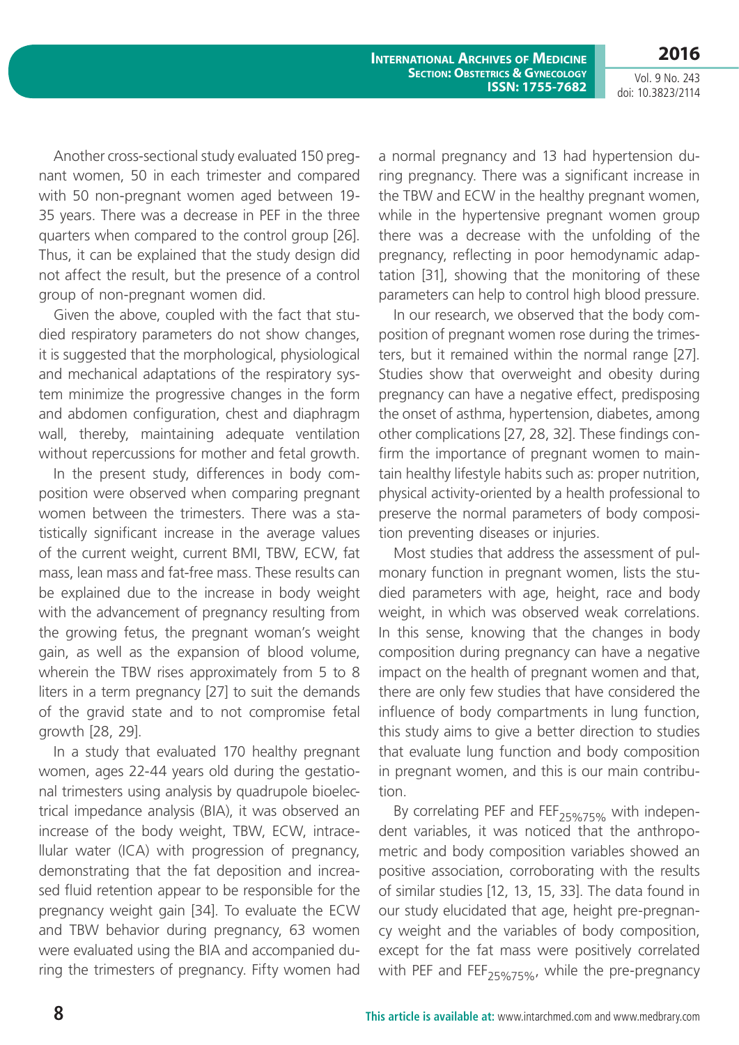Another cross-sectional study evaluated 150 pregnant women, 50 in each trimester and compared with 50 non-pregnant women aged between 19-35 years. There was a decrease in PEF in the three quarters when compared to the control group [26]. Thus, it can be explained that the study design did not affect the result, but the presence of a control group of non-pregnant women did.

Given the above, coupled with the fact that studied respiratory parameters do not show changes, it is suggested that the morphological, physiological and mechanical adaptations of the respiratory system minimize the progressive changes in the form and abdomen configuration, chest and diaphragm wall, thereby, maintaining adequate ventilation without repercussions for mother and fetal growth.

In the present study, differences in body composition were observed when comparing pregnant women between the trimesters. There was a statistically significant increase in the average values of the current weight, current BMI, TBW, ECW, fat mass, lean mass and fat-free mass. These results can be explained due to the increase in body weight with the advancement of pregnancy resulting from the growing fetus, the pregnant woman's weight gain, as well as the expansion of blood volume, wherein the TBW rises approximately from 5 to 8 liters in a term pregnancy [27] to suit the demands of the gravid state and to not compromise fetal growth [28, 29].

In a study that evaluated 170 healthy pregnant women, ages 22-44 years old during the gestational trimesters using analysis by quadrupole bioelectrical impedance analysis (BIA), it was observed an increase of the body weight, TBW, ECW, intracellular water (ICA) with progression of pregnancy, demonstrating that the fat deposition and increased fluid retention appear to be responsible for the pregnancy weight gain [34]. To evaluate the ECW and TBW behavior during pregnancy, 63 women were evaluated using the BIA and accompanied during the trimesters of pregnancy. Fifty women had a normal pregnancy and 13 had hypertension during pregnancy. There was a significant increase in the TBW and ECW in the healthy pregnant women, while in the hypertensive pregnant women group there was a decrease with the unfolding of the pregnancy, reflecting in poor hemodynamic adaptation [31], showing that the monitoring of these parameters can help to control high blood pressure.

In our research, we observed that the body composition of pregnant women rose during the trimesters, but it remained within the normal range [27]. Studies show that overweight and obesity during pregnancy can have a negative effect, predisposing the onset of asthma, hypertension, diabetes, among other complications [27, 28, 32]. These findings confirm the importance of pregnant women to maintain healthy lifestyle habits such as: proper nutrition, physical activity-oriented by a health professional to preserve the normal parameters of body composition preventing diseases or injuries.

Most studies that address the assessment of pulmonary function in pregnant women, lists the studied parameters with age, height, race and body weight, in which was observed weak correlations. In this sense, knowing that the changes in body composition during pregnancy can have a negative impact on the health of pregnant women and that, there are only few studies that have considered the influence of body compartments in lung function, this study aims to give a better direction to studies that evaluate lung function and body composition in pregnant women, and this is our main contribution.

By correlating PEF and $FEF_{25\%75\%}$ with independent variables, it was noticed that the anthropometric and body composition variables showed an positive association, corroborating with the results of similar studies [12, 13, 15, 33]. The data found in our study elucidated that age, height pre-pregnancy weight and the variables of body composition, except for the fat mass were positively correlated with PEF and $FEF_{25\%75\%}$, while the pre-pregnancy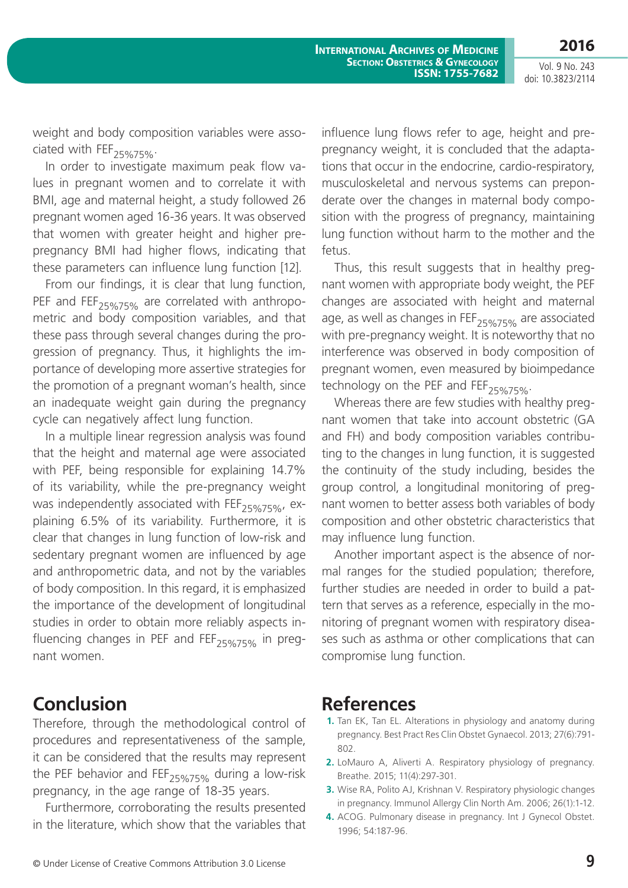weight and body composition variables were associated with $FEF_{25\%75\%}$.

In order to investigate maximum peak flow values in pregnant women and to correlate it with BMI, age and maternal height, a study followed 26 pregnant women aged 16-36 years. It was observed that women with greater height and higher pre-pregnancy BMI had higher flows, indicating that these parameters can influence lung function [12].

From our findings, it is clear that lung function, PEF and $FEF_{25\%75\%}$ are correlated with anthropometric and body composition variables, and that these pass through several changes during the progression of pregnancy. Thus, it highlights the importance of developing more assertive strategies for the promotion of a pregnant woman's health, since an inadequate weight gain during the pregnancy cycle can negatively affect lung function.

In a multiple linear regression analysis was found that the height and maternal age were associated with PEF, being responsible for explaining 14.7% of its variability, while the pre-pregnancy weight was independently associated with $FEF_{25\%75\%}$, explaining 6.5% of its variability. Furthermore, it is clear that changes in lung function of low-risk and sedentary pregnant women are influenced by age and anthropometric data, and not by the variables of body composition. In this regard, it is emphasized the importance of the development of longitudinal studies in order to obtain more reliably aspects influencing changes in PEF and $FEF_{25\%75\%}$ in pregnant women.

## Conclusion

Therefore, through the methodological control of procedures and representativeness of the sample, it can be considered that the results may represent the PEF behavior and $FEF_{25\%75\%}$ during a low-risk pregnancy, in the age range of 18-35 years.

Furthermore, corroborating the results presented in the literature, which show that the variables that influence lung flows refer to age, height and pre-pregnancy weight, it is concluded that the adaptations that occur in the endocrine, cardio-respiratory, musculoskeletal and nervous systems can preponderate over the changes in maternal body composition with the progress of pregnancy, maintaining lung function without harm to the mother and the fetus.

Thus, this result suggests that in healthy pregnant women with appropriate body weight, the PEF changes are associated with height and maternal age, as well as changes in $FEF_{25\%75\%}$ are associated with pre-pregnancy weight. It is noteworthy that no interference was observed in body composition of pregnant women, even measured by bioimpedance technology on the PEF and $FEF_{25\%75\%}$.

Whereas there are few studies with healthy pregnant women that take into account obstetric (GA and FH) and body composition variables contributing to the changes in lung function, it is suggested the continuity of the study including, besides the group control, a longitudinal monitoring of pregnant women to better assess both variables of body composition and other obstetric characteristics that may influence lung function.

Another important aspect is the absence of normal ranges for the studied population; therefore, further studies are needed in order to build a pattern that serves as a reference, especially in the monitoring of pregnant women with respiratory diseases such as asthma or other complications that can compromise lung function.

## References

1. Tan EK, Tan EL. Alterations in physiology and anatomy during pregnancy. Best Pract Res Clin Obstet Gynaecol. 2013; 27(6):791-802.
2. LoMauro A, Aliverti A. Respiratory physiology of pregnancy. Breathe. 2015; 11(4):297-301.
3. Wise RA, Polito AJ, Krishnan V. Respiratory physiologic changes in pregnancy. Immunol Allergy Clin North Am. 2006; 26(1):1-12.
4. ACOG. Pulmonary disease in pregnancy. Int J Gynecol Obstet. 1996; 54:187-96.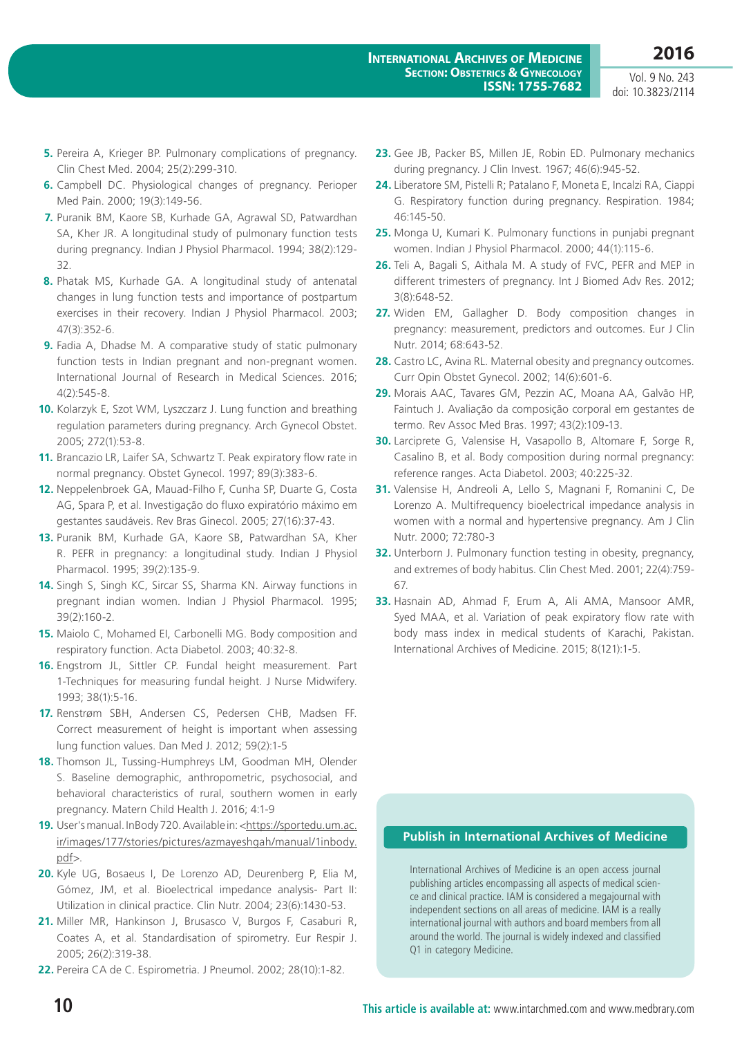5. Pereira A, Krieger BP. Pulmonary complications of pregnancy. Clin Chest Med. 2004; 25(2):299-310.
6. Campbell DC. Physiological changes of pregnancy. Perioper Med Pain. 2000; 19(3):149-56.
7. Puranik BM, Kaore SB, Kurhade GA, Agrawal SD, Patwardhan SA, Kher JR. A longitudinal study of pulmonary function tests during pregnancy. Indian J Physiol Pharmacol. 1994; 38(2):129-32.
8. Phatak MS, Kurhade GA. A longitudinal study of antenatal changes in lung function tests and importance of postpartum exercises in their recovery. Indian J Physiol Pharmacol. 2003; 47(3):352-6.
9. Fadia A, Dhadse M. A comparative study of static pulmonary function tests in Indian pregnant and non-pregnant women. International Journal of Research in Medical Sciences. 2016; 4(2):545-8.
10. Kolarzyk E, Szot WM, Lyszczarz J. Lung function and breathing regulation parameters during pregnancy. Arch Gynecol Obstet. 2005; 272(1):53-8.
11. Brancazio LR, Laifer SA, Schwartz T. Peak expiratory flow rate in normal pregnancy. Obstet Gynecol. 1997; 89(3):383-6.
12. Neppelenbroek GA, Mauad-Filho F, Cunha SP, Duarte G, Costa AG, Spara P, et al. Investigação do fluxo expiratório máximo em gestantes saudáveis. Rev Bras Ginecol. 2005; 27(16):37-43.
13. Puranik BM, Kurhade GA, Kaore SB, Patwardhan SA, Kher R. PEFR in pregnancy: a longitudinal study. Indian J Physiol Pharmacol. 1995; 39(2):135-9.
14. Singh S, Singh KC, Sircar SS, Sharma KN. Airway functions in pregnant indian women. Indian J Physiol Pharmacol. 1995; 39(2):160-2.
15. Maiolo C, Mohamed EI, Carbonelli MG. Body composition and respiratory function. Acta Diabetol. 2003; 40:32-8.
16. Engstrom JL, Sittler CP. Fundal height measurement. Part 1-Techniques for measuring fundal height. J Nurse Midwifery. 1993; 38(1):5-16.
17. Renstrøm SBH, Andersen CS, Pedersen CHB, Madsen FF. Correct measurement of height is important when assessing lung function values. Dan Med J. 2012; 59(2):1-5
18. Thomson JL, Tussing-Humphreys LM, Goodman MH, Olender S. Baseline demographic, anthropometric, psychosocial, and behavioral characteristics of rural, southern women in early pregnancy. Matern Child Health J. 2016; 4:1-9
19. User's manual. InBody 720. Available in: <https://sportedu.um.ac.ir/images/177/stories/pictures/azmayeshgah/manual/1inbody.pdf>.
20. Kyle UG, Bosaeus I, De Lorenzo AD, Deurenberg P, Elia M, Gómez, JM, et al. Bioelectrical impedance analysis- Part II: Utilization in clinical practice. Clin Nutr. 2004; 23(6):1430-53.
21. Miller MR, Hankinson J, Brusasco V, Burgos F, Casaburi R, Coates A, et al. Standardisation of spirometry. Eur Respir J. 2005; 26(2):319-38.
22. Pereira CA de C. Espirometria. J Pneumol. 2002; 28(10):1-82.
23. Gee JB, Packer BS, Millen JE, Robin ED. Pulmonary mechanics during pregnancy. J Clin Invest. 1967; 46(6):945-52.
24. Liberatore SM, Pistelli R; Patalano F, Moneta E, Incalzi RA, Ciappi G. Respiratory function during pregnancy. Respiration. 1984; 46:145-50.
25. Monga U, Kumari K. Pulmonary functions in punjabi pregnant women. Indian J Physiol Pharmacol. 2000; 44(1):115-6.
26. Teli A, Bagali S, Aithala M. A study of FVC, PEFR and MEP in different trimesters of pregnancy. Int J Biomed Adv Res. 2012; 3(8):648-52.
27. Widen EM, Gallagher D. Body composition changes in pregnancy: measurement, predictors and outcomes. Eur J Clin Nutr. 2014; 68:643-52.
28. Castro LC, Avina RL. Maternal obesity and pregnancy outcomes. Curr Opin Obstet Gynecol. 2002; 14(6):601-6.
29. Morais AAC, Tavares GM, Pezzin AC, Moana AA, Galvão HP, Faintuch J. Avaliação da composição corporal em gestantes de termo. Rev Assoc Med Bras. 1997; 43(2):109-13.
30. Larciprete G, Valensise H, Vasapollo B, Altomare F, Sorge R, Casalino B, et al. Body composition during normal pregnancy: reference ranges. Acta Diabetol. 2003; 40:225-32.
31. Valensise H, Andreoli A, Lello S, Magnani F, Romanini C, De Lorenzo A. Multifrequency bioelectrical impedance analysis in women with a normal and hypertensive pregnancy. Am J Clin Nutr. 2000; 72:780-3
32. Unterborn J. Pulmonary function testing in obesity, pregnancy, and extremes of body habitus. Clin Chest Med. 2001; 22(4):759-67.
33. Hasnain AD, Ahmad F, Erum A, Ali AMA, Mansoor AMR, Syed MAA, et al. Variation of peak expiratory flow rate with body mass index in medical students of Karachi, Pakistan. International Archives of Medicine. 2015; 8(121):1-5.

**Publish in International Archives of Medicine**

International Archives of Medicine is an open access journal publishing articles encompassing all aspects of medical science and clinical practice. IAM is considered a megajournal with independent sections on all areas of medicine. IAM is a really international journal with authors and board members from all around the world. The journal is widely indexed and classified Q1 in category Medicine.